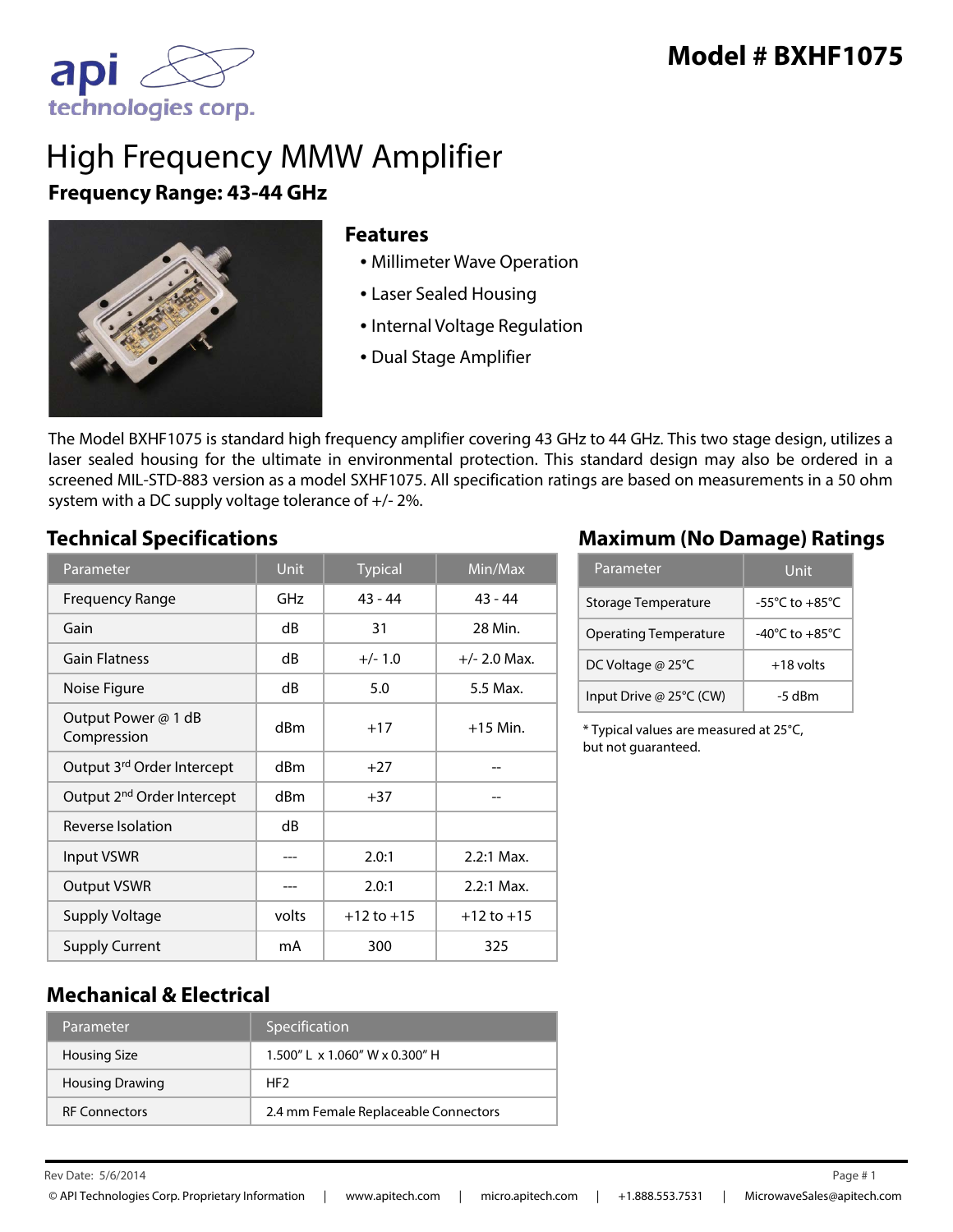# Model # BXHF1075

# High Frequency MMW Amplifier

**Frequency Range: 43-44 GHz**

## Features

- Millimeter Wave Operation
- Laser Sealed Housing
- Internal Voltage Regulation
- Dual Stage Amplifier

The Model BXHF1075 is standard high frequency amplifier covering 43 GHz to 44 GHz. This two stage design, utilizes a laser sealed housing for the ultimate in environmental protection. This standard design may also be ordered in a screened MIL-STD-883 version as a model SXHF1075. All specification ratings are based on measurements in a 50 ohm system with a DC supply voltage tolerance of +/- 2%.

## Technical Specifications

| Parameter | Unit | Typical | Min/Max |
|---|---|---|---|
| Frequency Range | GHz | 43 - 44 | 43 - 44 |
| Gain | dB | 31 | 28 Min. |
| Gain Flatness | dB | +/- 1.0 | +/- 2.0 Max. |
| Noise Figure | dB | 5.0 | 5.5 Max. |
| Output Power @ 1 dB Compression | dBm | +17 | +15 Min. |
| Output 3rd Order Intercept | dBm | +27 | -- |
| Output 2nd Order Intercept | dBm | +37 | -- |
| Reverse Isolation | dB | | |
| Input VSWR | --- | 2.0:1 | 2.2:1 Max. |
| Output VSWR | --- | 2.0:1 | 2.2:1 Max. |
| Supply Voltage | volts | +12 to +15 | +12 to +15 |
| Supply Current | mA | 300 | 325 |

## Maximum (No Damage) Ratings

| Parameter | Unit |
|---|---|
| Storage Temperature | -55°C to +85°C |
| Operating Temperature | -40°C to +85°C |
| DC Voltage @ 25°C | +18 volts |
| Input Drive @ 25°C (CW) | -5 dBm |

* Typical values are measured at 25°C, but not guaranteed.

## Mechanical & Electrical

| Parameter | Specification |
|---|---|
| Housing Size | 1.500" L x 1.060" W x 0.300" H |
| Housing Drawing | HF2 |
| RF Connectors | 2.4 mm Female Replaceable Connectors |

Rev Date: 5/6/2014

© API Technologies Corp. Proprietary Information | www.apitech.com | micro.apitech.com | +1.888.553.7531 | MicrowaveSales@apitech.com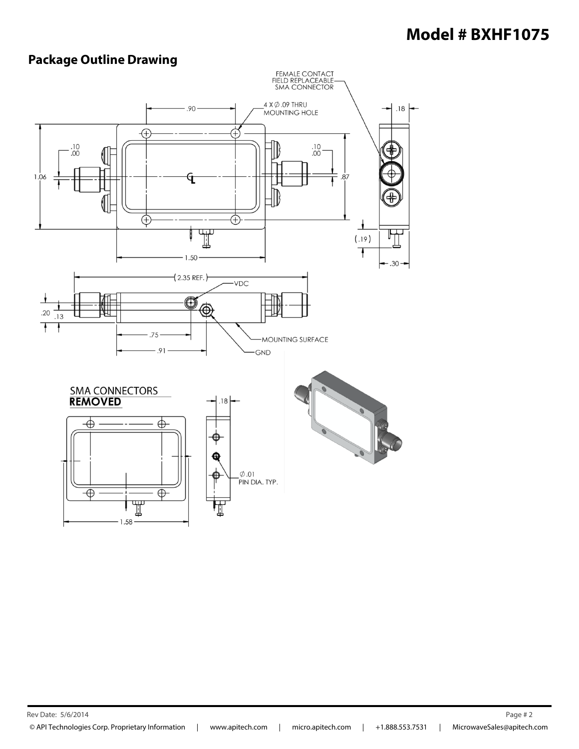# Model # BXHF1075

## Package Outline Drawing

FEMALE CONTACT
FIELD REPLACEABLE
SMA CONNECTOR

4 X ∅ .09 THRU
MOUNTING HOLE

.90

.18

.10
.00

.10
.00

1.06

.87

(.19)

1.50

.30

(2.35 REF.)

VDC

.20

.13

.75

.91

MOUNTING SURFACE

GND

SMA CONNECTORS
**REMOVED**

.18

∅ .01
PIN DIA. TYP.

1.58